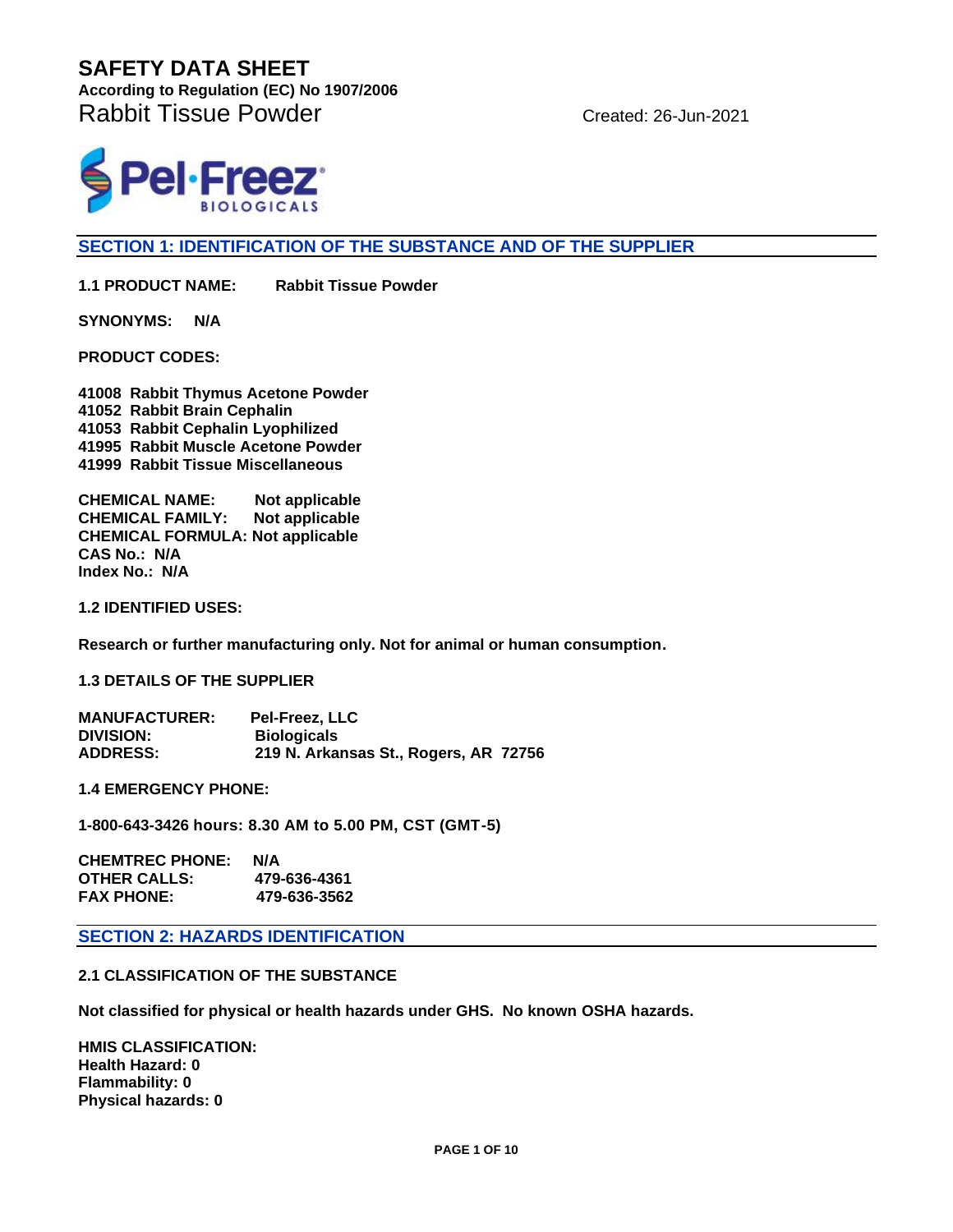# SAFETY DATA SHEET

**According to Regulation (EC) No 1907/2006**

Rabbit Tissue Powder

Created: 26-Jun-2021

Pel·Freez BIOLOGICALS

## SECTION 1: IDENTIFICATION OF THE SUBSTANCE AND OF THE SUPPLIER

**1.1 PRODUCT NAME: Rabbit Tissue Powder**

**SYNONYMS: N/A**

**PRODUCT CODES:**

**41008 Rabbit Thymus Acetone Powder**
**41052 Rabbit Brain Cephalin**
**41053 Rabbit Cephalin Lyophilized**
**41995 Rabbit Muscle Acetone Powder**
**41999 Rabbit Tissue Miscellaneous**

**CHEMICAL NAME: Not applicable**
**CHEMICAL FAMILY: Not applicable**
**CHEMICAL FORMULA: Not applicable**
**CAS No.: N/A**
**Index No.: N/A**

**1.2 IDENTIFIED USES:**

**Research or further manufacturing only. Not for animal or human consumption.**

**1.3 DETAILS OF THE SUPPLIER**

**MANUFACTURER: Pel-Freez, LLC**
**DIVISION: Biologicals**
**ADDRESS: 219 N. Arkansas St., Rogers, AR 72756**

**1.4 EMERGENCY PHONE:**

**1-800-643-3426 hours: 8.30 AM to 5.00 PM, CST (GMT-5)**

**CHEMTREC PHONE: N/A**
**OTHER CALLS: 479-636-4361**
**FAX PHONE: 479-636-3562**

## SECTION 2: HAZARDS IDENTIFICATION

**2.1 CLASSIFICATION OF THE SUBSTANCE**

**Not classified for physical or health hazards under GHS. No known OSHA hazards.**

**HMIS CLASSIFICATION:**
**Health Hazard: 0**
**Flammability: 0**
**Physical hazards: 0**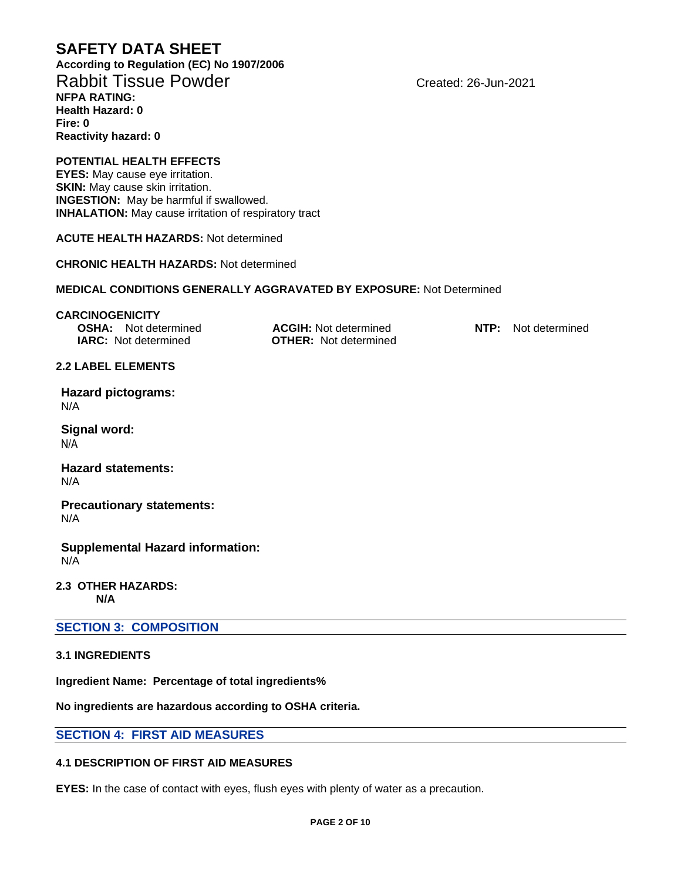# SAFETY DATA SHEET

**According to Regulation (EC) No 1907/2006**

## Rabbit Tissue Powder

Created: 26-Jun-2021

**NFPA RATING:**
**Health Hazard: 0**
**Fire: 0**
**Reactivity hazard: 0**

**POTENTIAL HEALTH EFFECTS**
**EYES:** May cause eye irritation.
**SKIN:** May cause skin irritation.
**INGESTION:** May be harmful if swallowed.
**INHALATION:** May cause irritation of respiratory tract

**ACUTE HEALTH HAZARDS:** Not determined

**CHRONIC HEALTH HAZARDS:** Not determined

**MEDICAL CONDITIONS GENERALLY AGGRAVATED BY EXPOSURE:** Not Determined

**CARCINOGENICITY**

| | | |
|---|---|---|
| **OSHA:** Not determined | **ACGIH:** Not determined | **NTP:** Not determined |
| **IARC:** Not determined | **OTHER:** Not determined | |

**2.2 LABEL ELEMENTS**

**Hazard pictograms:**
N/A

**Signal word:**
N/A

**Hazard statements:**
N/A

**Precautionary statements:**
N/A

**Supplemental Hazard information:**
N/A

**2.3 OTHER HAZARDS:**
**N/A**

## SECTION 3: COMPOSITION

**3.1 INGREDIENTS**

**Ingredient Name: Percentage of total ingredients%**

**No ingredients are hazardous according to OSHA criteria.**

## SECTION 4: FIRST AID MEASURES

**4.1 DESCRIPTION OF FIRST AID MEASURES**

**EYES:** In the case of contact with eyes, flush eyes with plenty of water as a precaution.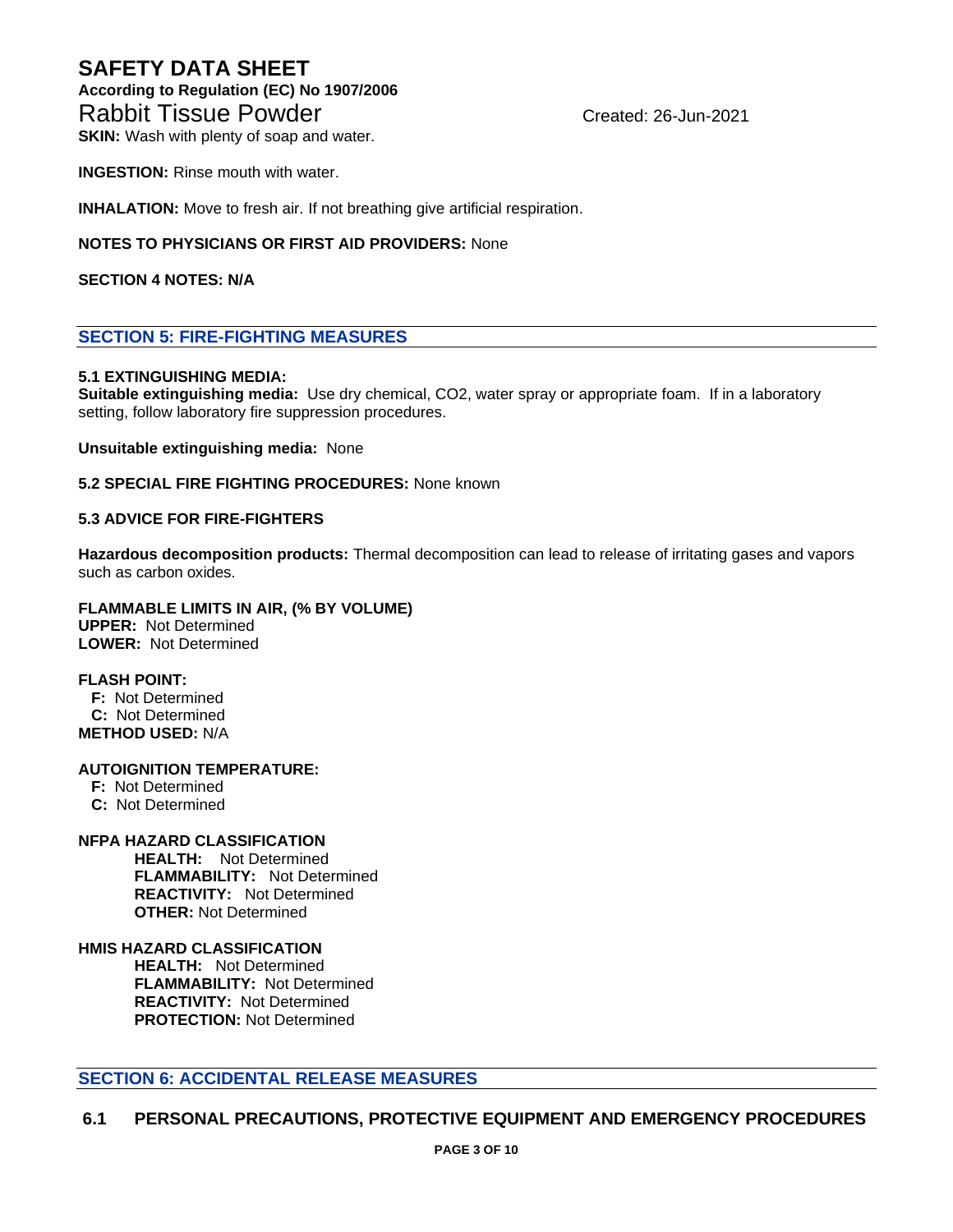**SKIN:** Wash with plenty of soap and water.

**INGESTION:** Rinse mouth with water.

**INHALATION:** Move to fresh air. If not breathing give artificial respiration.

**NOTES TO PHYSICIANS OR FIRST AID PROVIDERS:** None

**SECTION 4 NOTES: N/A**

## SECTION 5: FIRE-FIGHTING MEASURES

**5.1 EXTINGUISHING MEDIA:**
**Suitable extinguishing media:** Use dry chemical, $CO_2$, water spray or appropriate foam. If in a laboratory setting, follow laboratory fire suppression procedures.

**Unsuitable extinguishing media:** None

**5.2 SPECIAL FIRE FIGHTING PROCEDURES:** None known

**5.3 ADVICE FOR FIRE-FIGHTERS**

**Hazardous decomposition products:** Thermal decomposition can lead to release of irritating gases and vapors such as carbon oxides.

**FLAMMABLE LIMITS IN AIR, (% BY VOLUME)**
**UPPER:** Not Determined
**LOWER:** Not Determined

**FLASH POINT:**
**F:** Not Determined
**C:** Not Determined
**METHOD USED:** N/A

**AUTOIGNITION TEMPERATURE:**
**F:** Not Determined
**C:** Not Determined

**NFPA HAZARD CLASSIFICATION**
**HEALTH:** Not Determined
**FLAMMABILITY:** Not Determined
**REACTIVITY:** Not Determined
**OTHER:** Not Determined

**HMIS HAZARD CLASSIFICATION**
**HEALTH:** Not Determined
**FLAMMABILITY:** Not Determined
**REACTIVITY:** Not Determined
**PROTECTION:** Not Determined

## SECTION 6: ACCIDENTAL RELEASE MEASURES

### 6.1 PERSONAL PRECAUTIONS, PROTECTIVE EQUIPMENT AND EMERGENCY PROCEDURES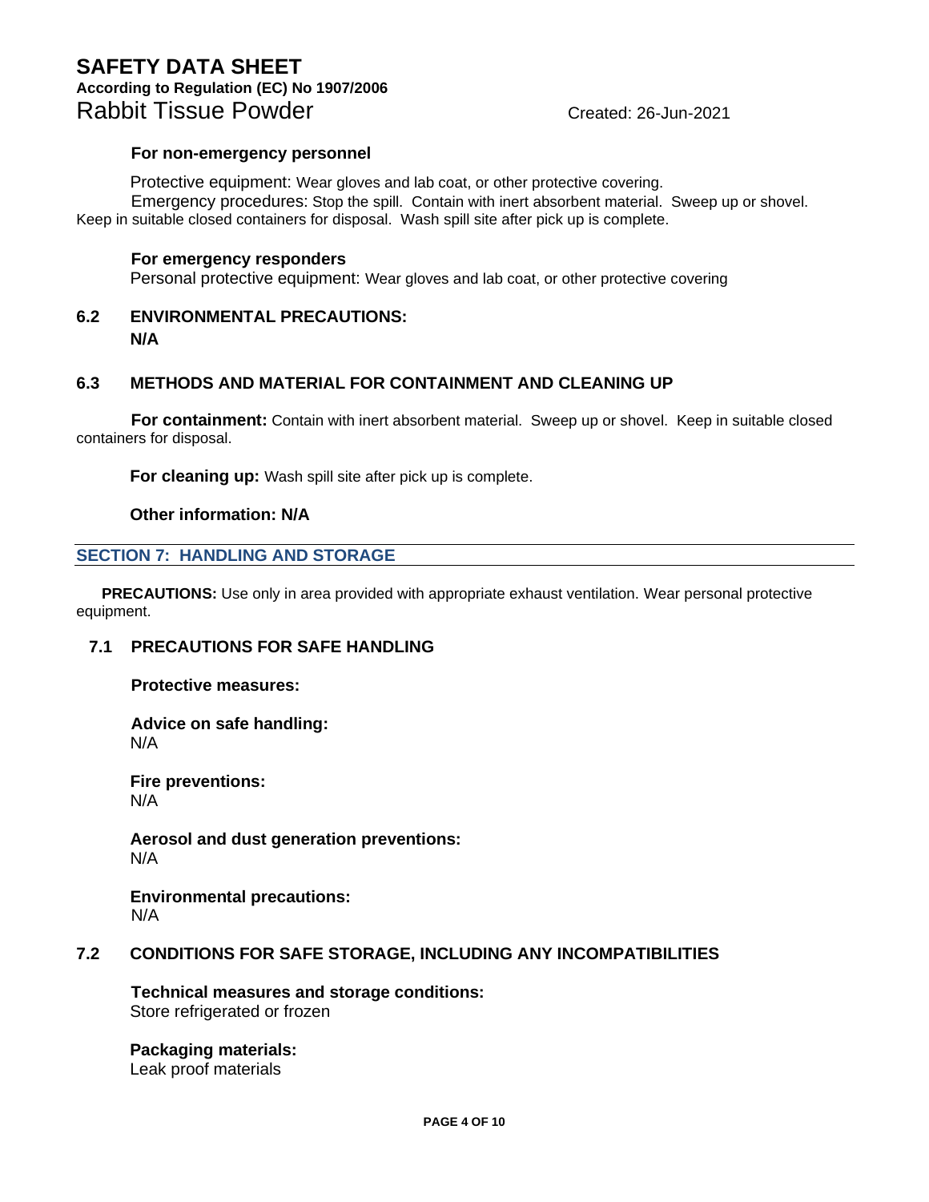**For non-emergency personnel**

Protective equipment: Wear gloves and lab coat, or other protective covering.

Emergency procedures: Stop the spill. Contain with inert absorbent material. Sweep up or shovel. Keep in suitable closed containers for disposal. Wash spill site after pick up is complete.

**For emergency responders**

Personal protective equipment: Wear gloves and lab coat, or other protective covering

### 6.2 ENVIRONMENTAL PRECAUTIONS:

**N/A**

### 6.3 METHODS AND MATERIAL FOR CONTAINMENT AND CLEANING UP

**For containment:** Contain with inert absorbent material. Sweep up or shovel. Keep in suitable closed containers for disposal.

**For cleaning up:** Wash spill site after pick up is complete.

**Other information: N/A**

## SECTION 7: HANDLING AND STORAGE

**PRECAUTIONS:** Use only in area provided with appropriate exhaust ventilation. Wear personal protective equipment.

### 7.1 PRECAUTIONS FOR SAFE HANDLING

**Protective measures:**

**Advice on safe handling:**
N/A

**Fire preventions:**
N/A

**Aerosol and dust generation preventions:**
N/A

**Environmental precautions:**
N/A

### 7.2 CONDITIONS FOR SAFE STORAGE, INCLUDING ANY INCOMPATIBILITIES

**Technical measures and storage conditions:**
Store refrigerated or frozen

**Packaging materials:**
Leak proof materials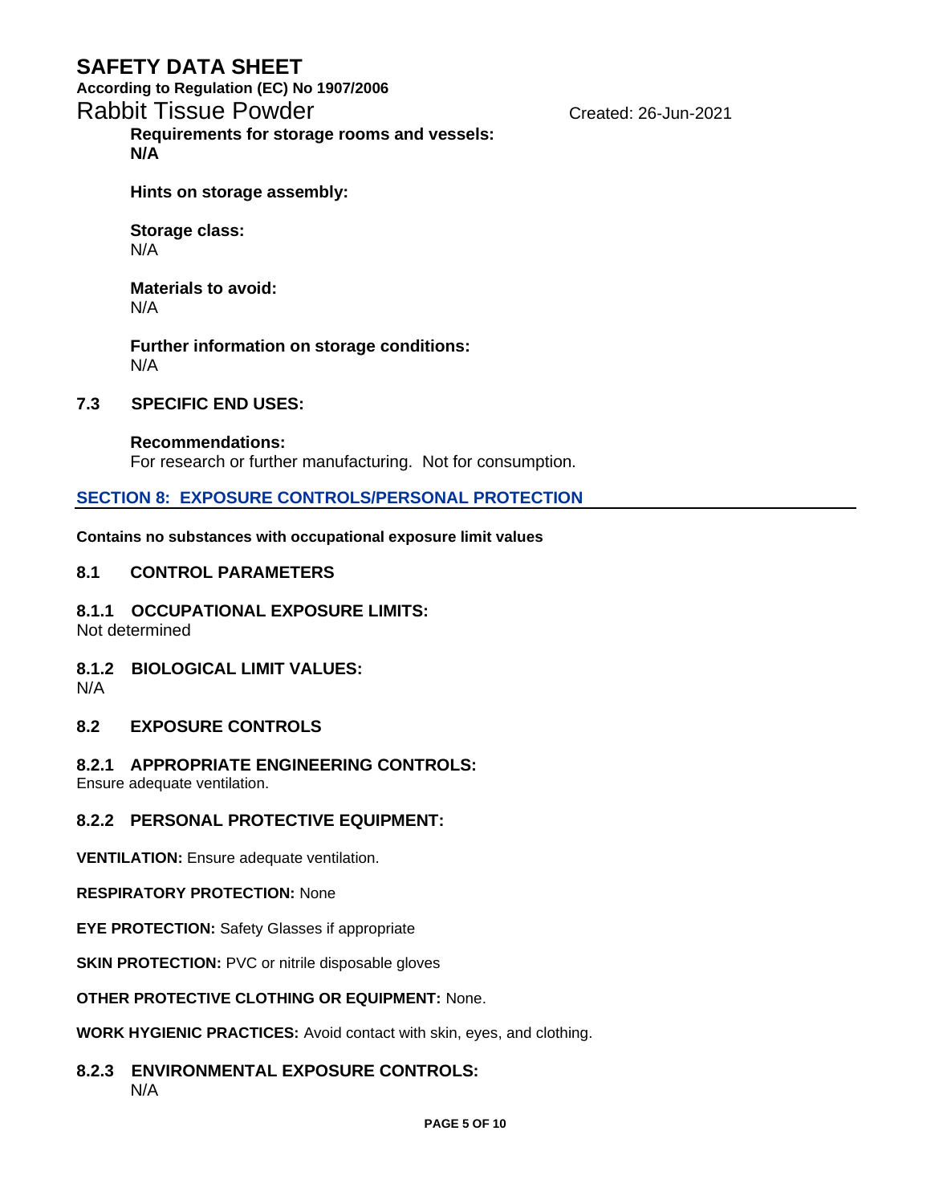**Requirements for storage rooms and vessels:**
**N/A**

**Hints on storage assembly:**

**Storage class:**
N/A

**Materials to avoid:**
N/A

**Further information on storage conditions:**
N/A

### 7.3 SPECIFIC END USES:

**Recommendations:**
For research or further manufacturing. Not for consumption.

## SECTION 8: EXPOSURE CONTROLS/PERSONAL PROTECTION

**Contains no substances with occupational exposure limit values**

### 8.1 CONTROL PARAMETERS

#### 8.1.1 OCCUPATIONAL EXPOSURE LIMITS:
Not determined

#### 8.1.2 BIOLOGICAL LIMIT VALUES:
N/A

### 8.2 EXPOSURE CONTROLS

#### 8.2.1 APPROPRIATE ENGINEERING CONTROLS:
Ensure adequate ventilation.

#### 8.2.2 PERSONAL PROTECTIVE EQUIPMENT:

**VENTILATION:** Ensure adequate ventilation.

**RESPIRATORY PROTECTION:** None

**EYE PROTECTION:** Safety Glasses if appropriate

**SKIN PROTECTION:** PVC or nitrile disposable gloves

**OTHER PROTECTIVE CLOTHING OR EQUIPMENT:** None.

**WORK HYGIENIC PRACTICES:** Avoid contact with skin, eyes, and clothing.

#### 8.2.3 ENVIRONMENTAL EXPOSURE CONTROLS:
N/A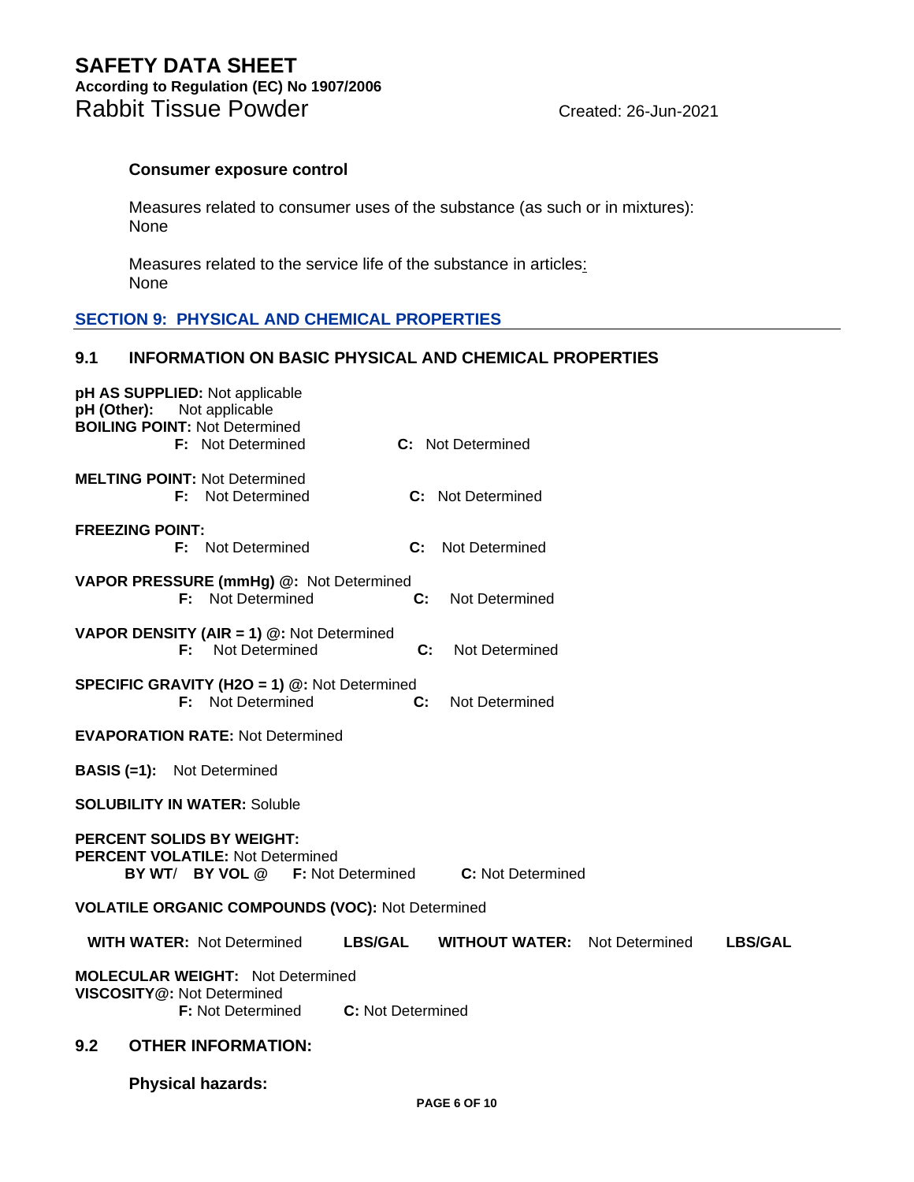**Consumer exposure control**

Measures related to consumer uses of the substance (as such or in mixtures):
None

Measures related to the service life of the substance in articles:
None

## SECTION 9: PHYSICAL AND CHEMICAL PROPERTIES

### 9.1 INFORMATION ON BASIC PHYSICAL AND CHEMICAL PROPERTIES

**pH AS SUPPLIED:** Not applicable
**pH (Other):** Not applicable
**BOILING POINT:** Not Determined
**F:** Not Determined **C:** Not Determined

**MELTING POINT:** Not Determined
**F:** Not Determined **C:** Not Determined

**FREEZING POINT:**
**F:** Not Determined **C:** Not Determined

**VAPOR PRESSURE (mmHg) @:** Not Determined
**F:** Not Determined **C:** Not Determined

**VAPOR DENSITY (AIR = 1) @:** Not Determined
**F:** Not Determined **C:** Not Determined

**SPECIFIC GRAVITY (H2O = 1) @:** Not Determined
**F:** Not Determined **C:** Not Determined

**EVAPORATION RATE:** Not Determined

**BASIS (=1):** Not Determined

**SOLUBILITY IN WATER:** Soluble

**PERCENT SOLIDS BY WEIGHT:**
**PERCENT VOLATILE:** Not Determined
**BY WT/ BY VOL @ F:** Not Determined **C:** Not Determined

**VOLATILE ORGANIC COMPOUNDS (VOC):** Not Determined

**WITH WATER:** Not Determined **LBS/GAL** **WITHOUT WATER:** Not Determined **LBS/GAL**

**MOLECULAR WEIGHT:** Not Determined
**VISCOSITY@:** Not Determined
**F:** Not Determined **C:** Not Determined

### 9.2 OTHER INFORMATION:

**Physical hazards:**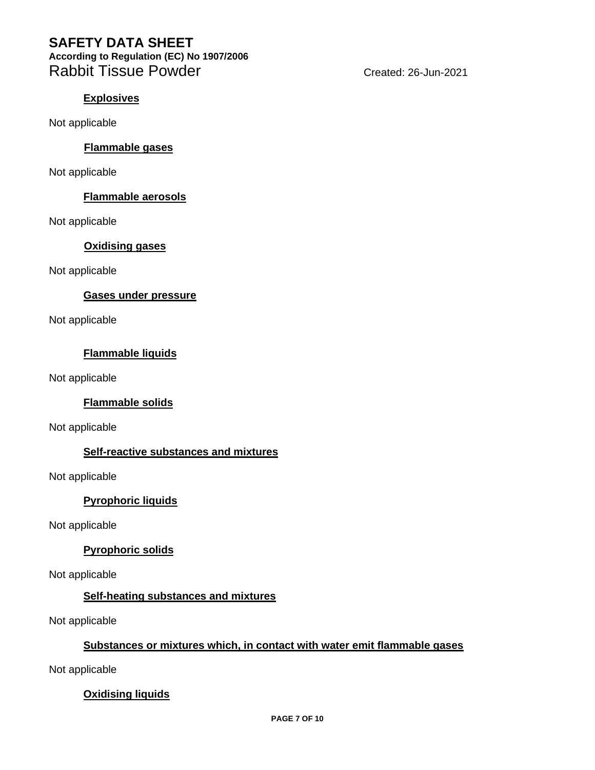**Explosives**

Not applicable

**Flammable gases**

Not applicable

**Flammable aerosols**

Not applicable

**Oxidising gases**

Not applicable

**Gases under pressure**

Not applicable

**Flammable liquids**

Not applicable

**Flammable solids**

Not applicable

**Self-reactive substances and mixtures**

Not applicable

**Pyrophoric liquids**

Not applicable

**Pyrophoric solids**

Not applicable

**Self-heating substances and mixtures**

Not applicable

**Substances or mixtures which, in contact with water emit flammable gases**

Not applicable

**Oxidising liquids**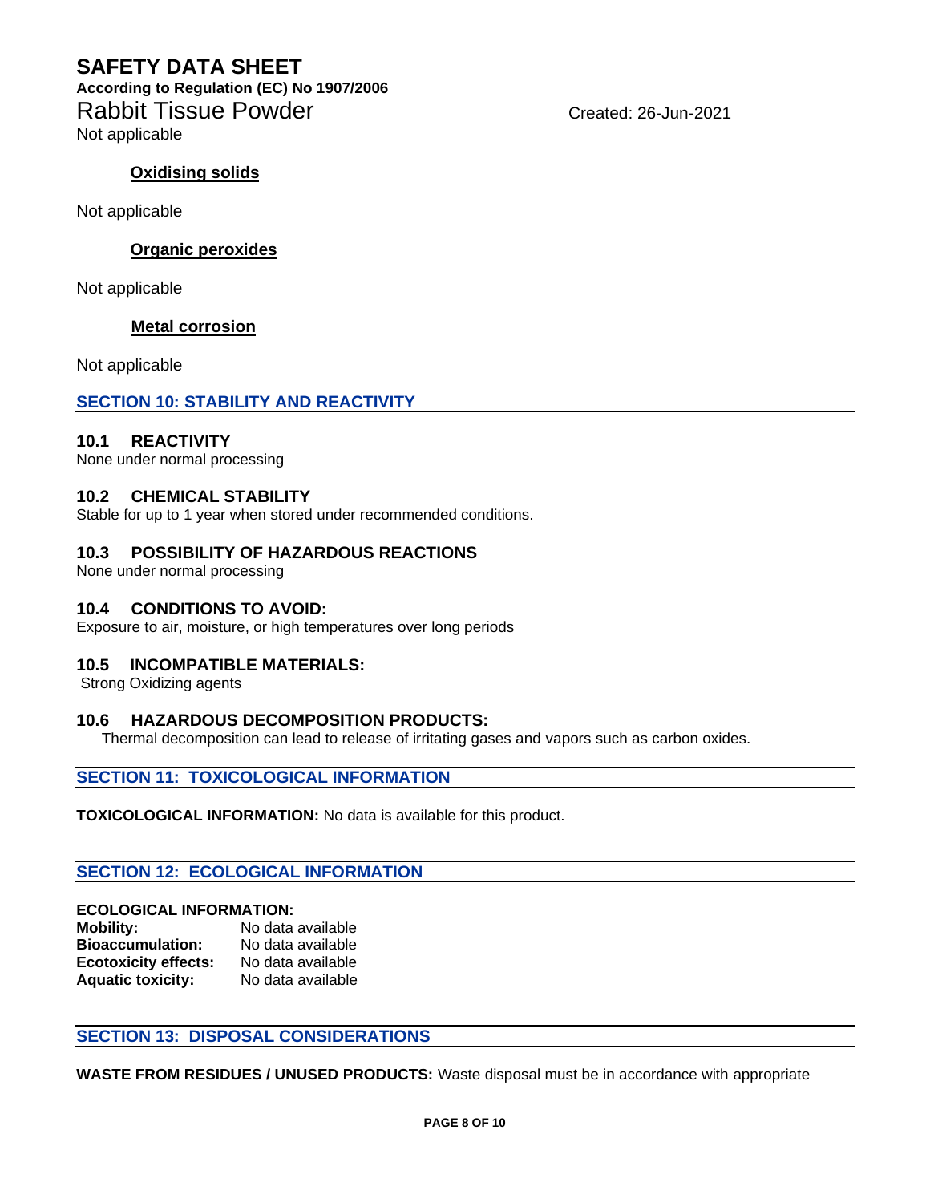Not applicable

**Oxidising solids**

Not applicable

**Organic peroxides**

Not applicable

**Metal corrosion**

Not applicable

## SECTION 10: STABILITY AND REACTIVITY

### 10.1 REACTIVITY

None under normal processing

### 10.2 CHEMICAL STABILITY

Stable for up to 1 year when stored under recommended conditions.

### 10.3 POSSIBILITY OF HAZARDOUS REACTIONS

None under normal processing

### 10.4 CONDITIONS TO AVOID:

Exposure to air, moisture, or high temperatures over long periods

### 10.5 INCOMPATIBLE MATERIALS:

Strong Oxidizing agents

### 10.6 HAZARDOUS DECOMPOSITION PRODUCTS:

Thermal decomposition can lead to release of irritating gases and vapors such as carbon oxides.

## SECTION 11: TOXICOLOGICAL INFORMATION

**TOXICOLOGICAL INFORMATION:** No data is available for this product.

## SECTION 12: ECOLOGICAL INFORMATION

**ECOLOGICAL INFORMATION:**

**Mobility:** No data available
**Bioaccumulation:** No data available
**Ecotoxicity effects:** No data available
**Aquatic toxicity:** No data available

## SECTION 13: DISPOSAL CONSIDERATIONS

**WASTE FROM RESIDUES / UNUSED PRODUCTS:** Waste disposal must be in accordance with appropriate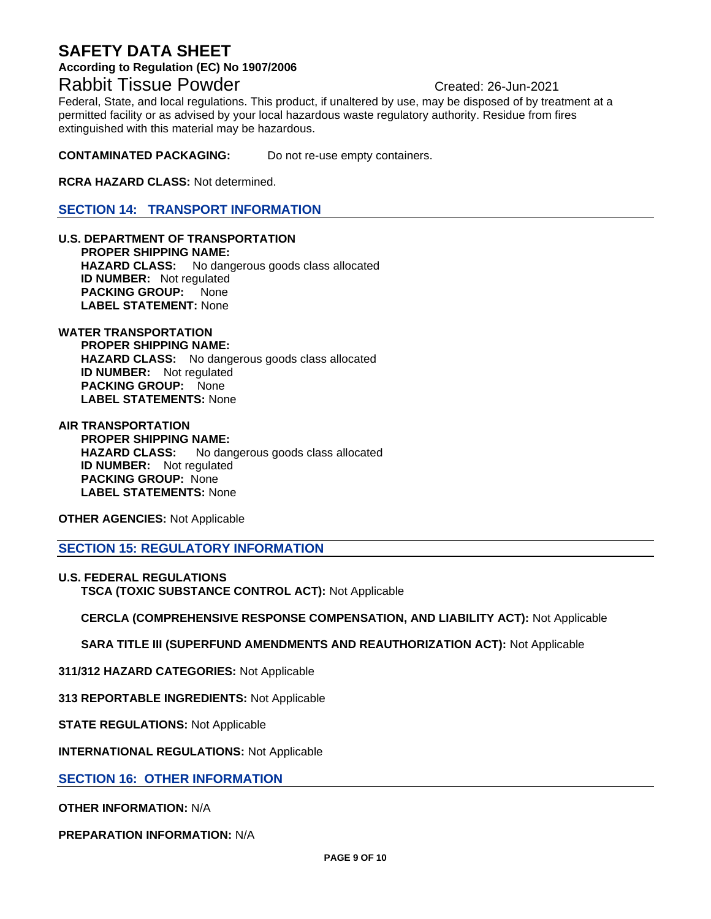Federal, State, and local regulations. This product, if unaltered by use, may be disposed of by treatment at a permitted facility or as advised by your local hazardous waste regulatory authority. Residue from fires extinguished with this material may be hazardous.

**CONTAMINATED PACKAGING:** Do not re-use empty containers.

**RCRA HAZARD CLASS:** Not determined.

## SECTION 14: TRANSPORT INFORMATION

**U.S. DEPARTMENT OF TRANSPORTATION**

**PROPER SHIPPING NAME:**
**HAZARD CLASS:** No dangerous goods class allocated
**ID NUMBER:** Not regulated
**PACKING GROUP:** None
**LABEL STATEMENT:** None

**WATER TRANSPORTATION**

**PROPER SHIPPING NAME:**
**HAZARD CLASS:** No dangerous goods class allocated
**ID NUMBER:** Not regulated
**PACKING GROUP:** None
**LABEL STATEMENTS:** None

**AIR TRANSPORTATION**

**PROPER SHIPPING NAME:**
**HAZARD CLASS:** No dangerous goods class allocated
**ID NUMBER:** Not regulated
**PACKING GROUP:** None
**LABEL STATEMENTS:** None

**OTHER AGENCIES:** Not Applicable

## SECTION 15: REGULATORY INFORMATION

**U.S. FEDERAL REGULATIONS**

**TSCA (TOXIC SUBSTANCE CONTROL ACT):** Not Applicable

**CERCLA (COMPREHENSIVE RESPONSE COMPENSATION, AND LIABILITY ACT):** Not Applicable

**SARA TITLE III (SUPERFUND AMENDMENTS AND REAUTHORIZATION ACT):** Not Applicable

**311/312 HAZARD CATEGORIES:** Not Applicable

**313 REPORTABLE INGREDIENTS:** Not Applicable

**STATE REGULATIONS:** Not Applicable

**INTERNATIONAL REGULATIONS:** Not Applicable

## SECTION 16: OTHER INFORMATION

**OTHER INFORMATION:** N/A

**PREPARATION INFORMATION:** N/A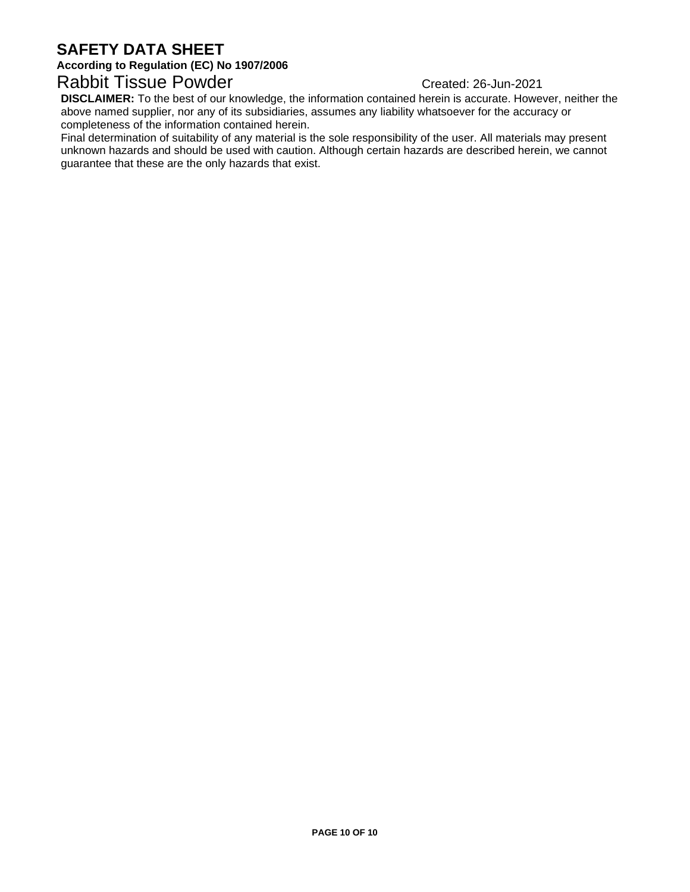**DISCLAIMER:** To the best of our knowledge, the information contained herein is accurate. However, neither the above named supplier, nor any of its subsidiaries, assumes any liability whatsoever for the accuracy or completeness of the information contained herein.

Final determination of suitability of any material is the sole responsibility of the user. All materials may present unknown hazards and should be used with caution. Although certain hazards are described herein, we cannot guarantee that these are the only hazards that exist.